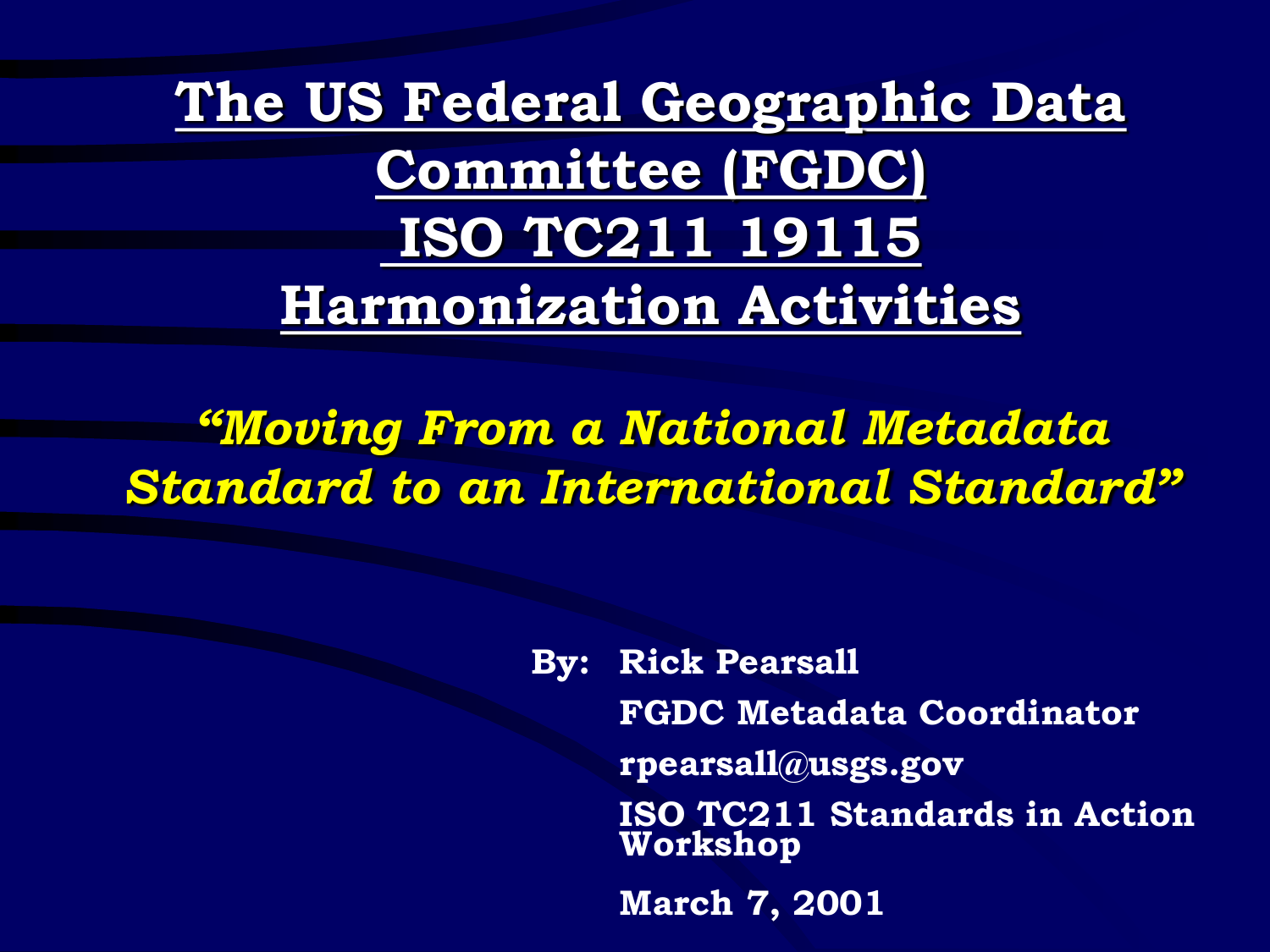# The US Federal Geographic Data Committee (FGDC) ISO TC211 19115 Harmonization Activities

***"Moving From a National Metadata Standard to an International Standard"***

**By: Rick Pearsall**

**FGDC Metadata Coordinator**

**rpearsall@usgs.gov**

**ISO TC211 Standards in Action Workshop**

**March 7, 2001**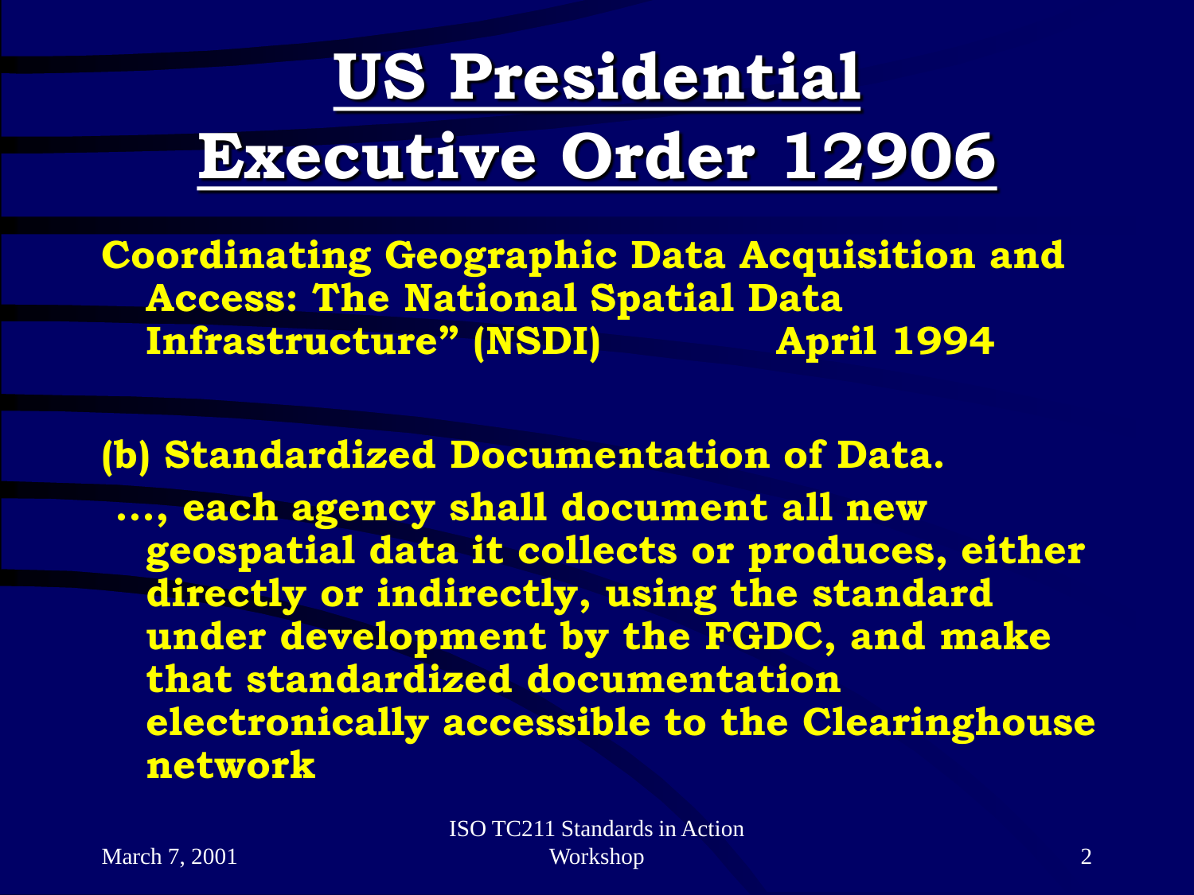# US Presidential Executive Order 12906

**Coordinating Geographic Data Acquisition and Access: The National Spatial Data Infrastructure" (NSDI) April 1994**

**(b) Standardized Documentation of Data.**

**…, each agency shall document all new geospatial data it collects or produces, either directly or indirectly, using the standard under development by the FGDC, and make that standardized documentation electronically accessible to the Clearinghouse network**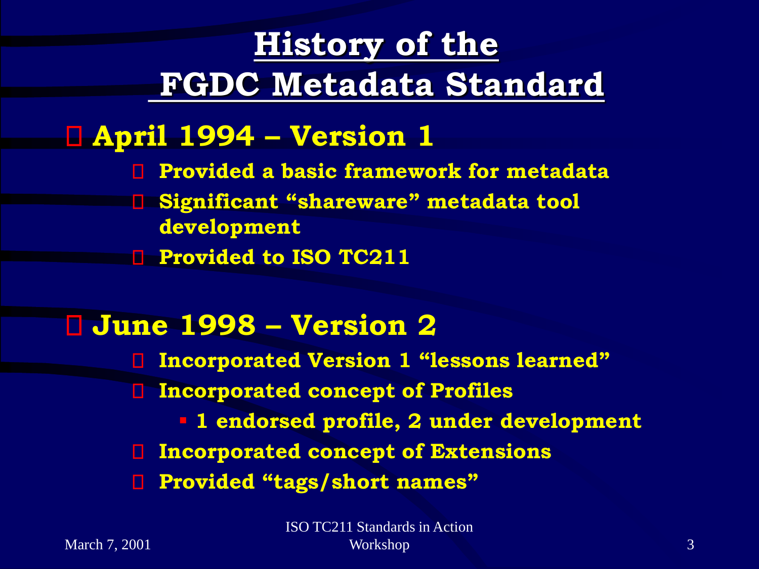# History of the FGDC Metadata Standard

- **April 1994 – Version 1**
  - **Provided a basic framework for metadata**
  - **Significant "shareware" metadata tool development**
  - **Provided to ISO TC211**

- **June 1998 – Version 2**
  - **Incorporated Version 1 "lessons learned"**
  - **Incorporated concept of Profiles**
    - **1 endorsed profile, 2 under development**
  - **Incorporated concept of Extensions**
  - **Provided "tags/short names"**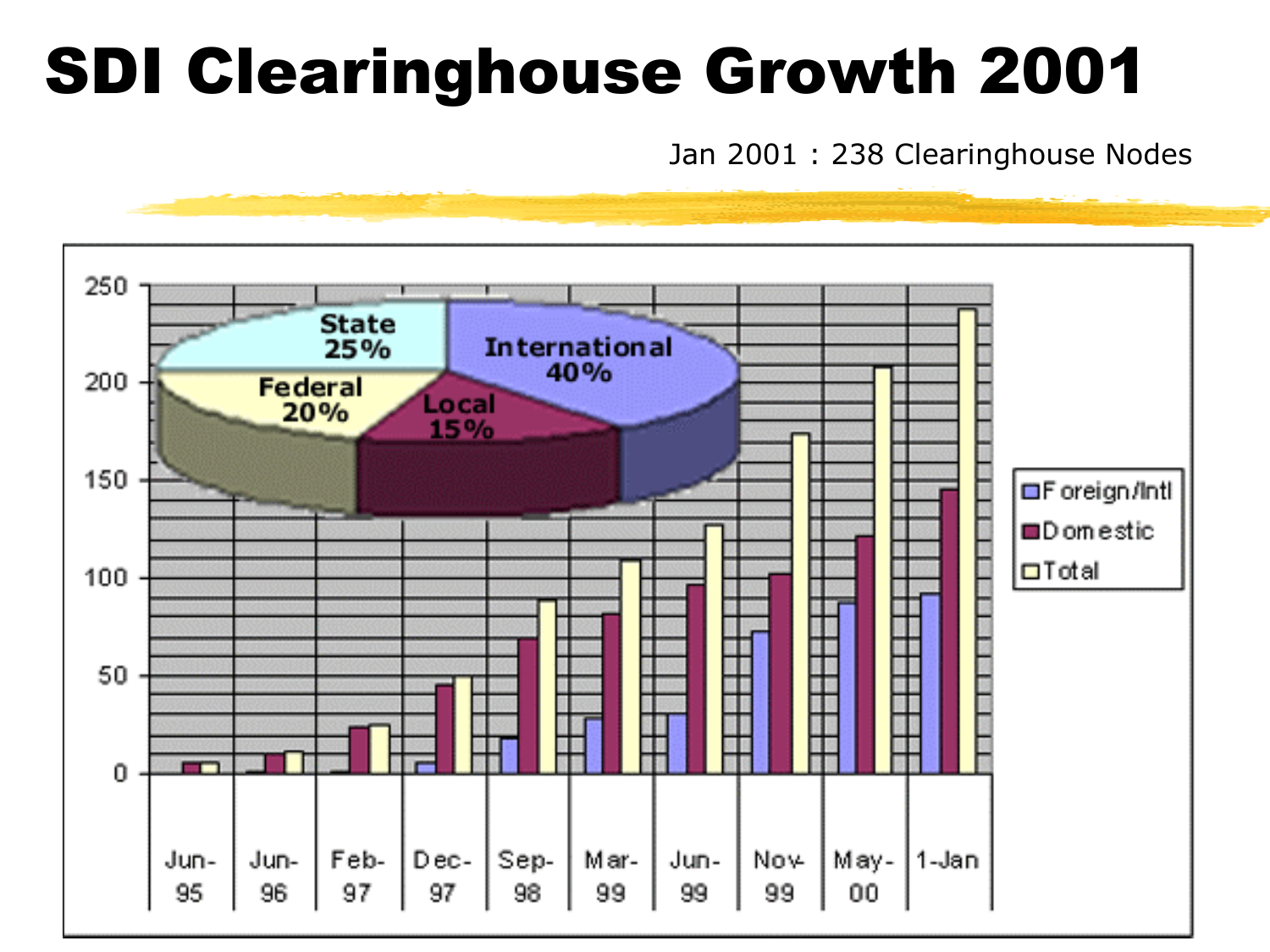# SDI Clearinghouse Growth 2001

Jan 2001 : 238 Clearinghouse Nodes

State 25%
International 40%
Federal 20%
Local 15%

Foreign/Intl
Domestic
Total

Jun-95, Jun-96, Feb-97, Dec-97, Sep-98, Mar-99, Jun-99, Nov-99, May-00, 1-Jan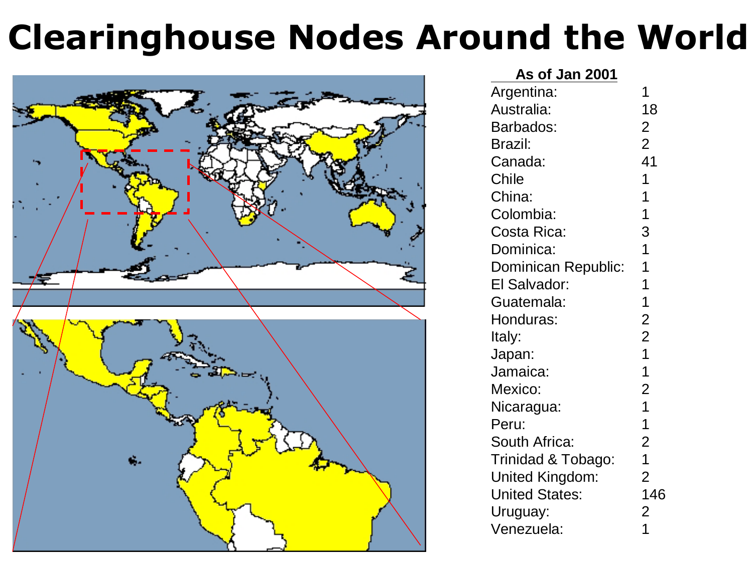# Clearinghouse Nodes Around the World

| **As of Jan 2001** | |
|---|---|
| Argentina: | 1 |
| Australia: | 18 |
| Barbados: | 2 |
| Brazil: | 2 |
| Canada: | 41 |
| Chile | 1 |
| China: | 1 |
| Colombia: | 1 |
| Costa Rica: | 3 |
| Dominica: | 1 |
| Dominican Republic: | 1 |
| El Salvador: | 1 |
| Guatemala: | 1 |
| Honduras: | 2 |
| Italy: | 2 |
| Japan: | 1 |
| Jamaica: | 1 |
| Mexico: | 2 |
| Nicaragua: | 1 |
| Peru: | 1 |
| South Africa: | 2 |
| Trinidad & Tobago: | 1 |
| United Kingdom: | 2 |
| United States: | 146 |
| Uruguay: | 2 |
| Venezuela: | 1 |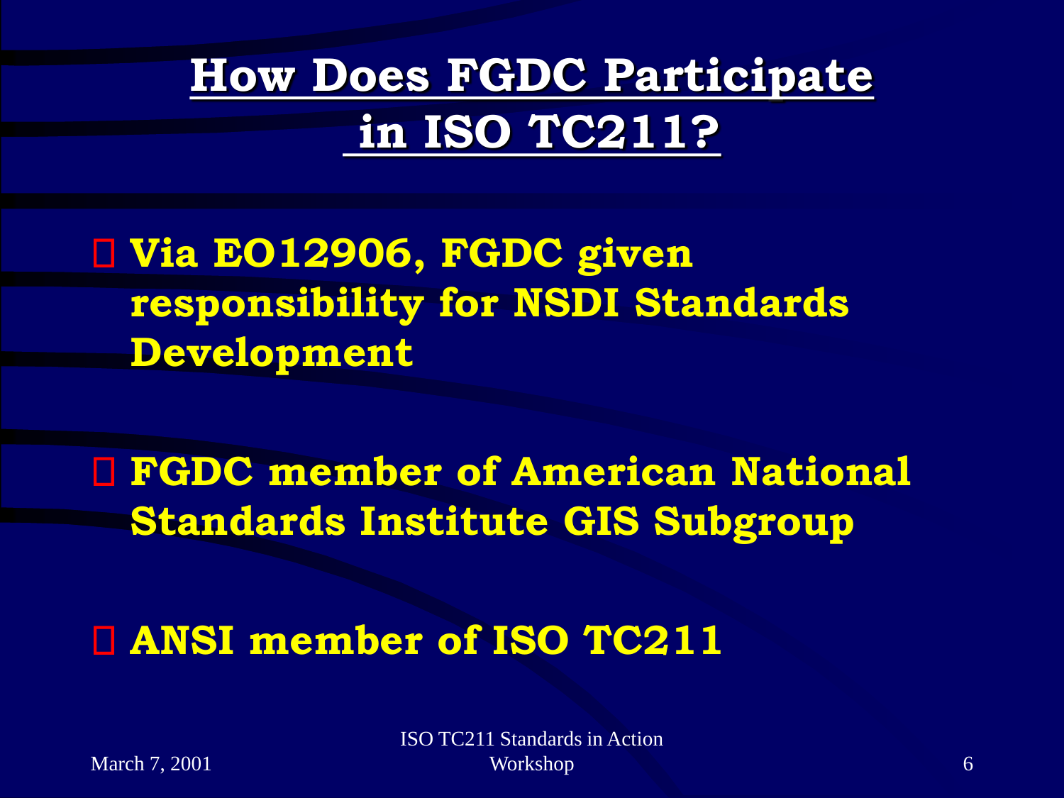# How Does FGDC Participate in ISO TC211?

- Via EO12906, FGDC given responsibility for NSDI Standards Development
- FGDC member of American National Standards Institute GIS Subgroup
- ANSI member of ISO TC211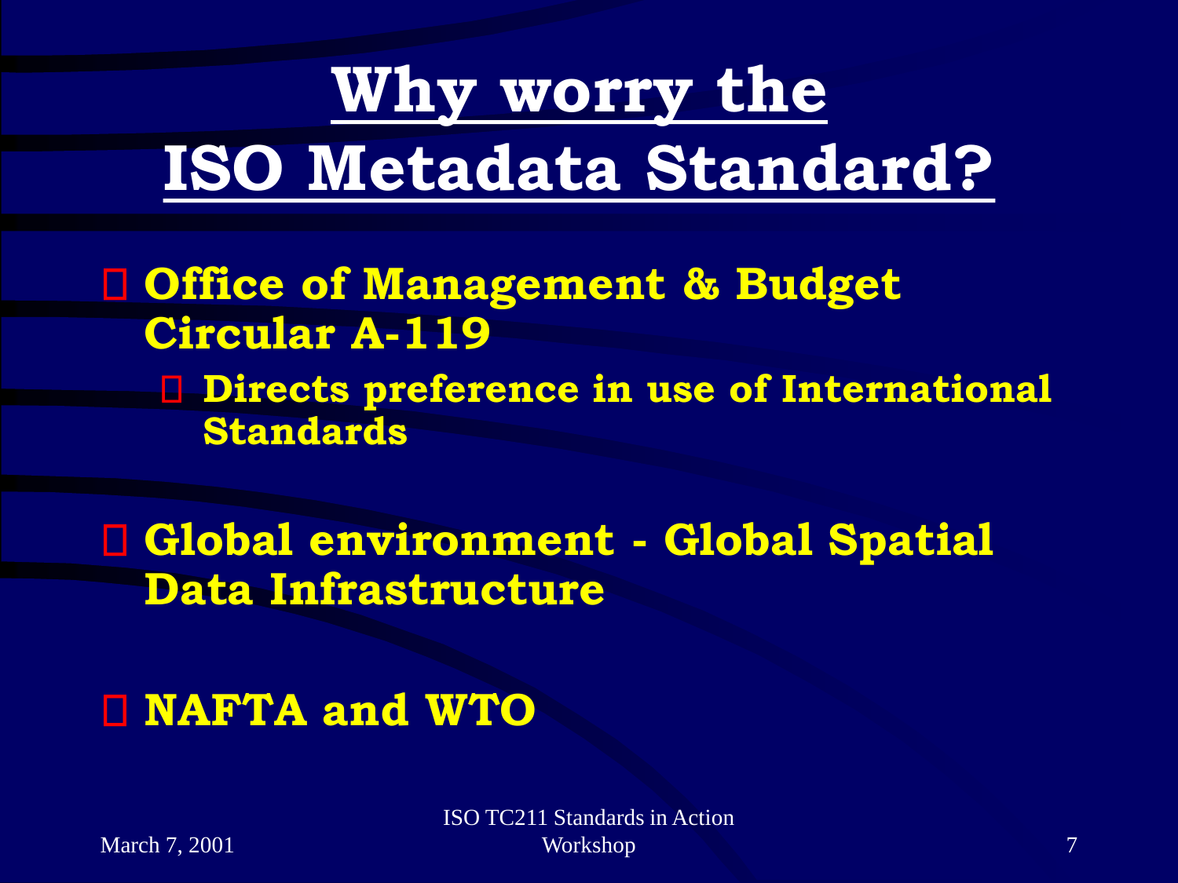# Why worry the ISO Metadata Standard?

- **Office of Management & Budget Circular A-119**
  - **Directs preference in use of International Standards**
- **Global environment - Global Spatial Data Infrastructure**
- **NAFTA and WTO**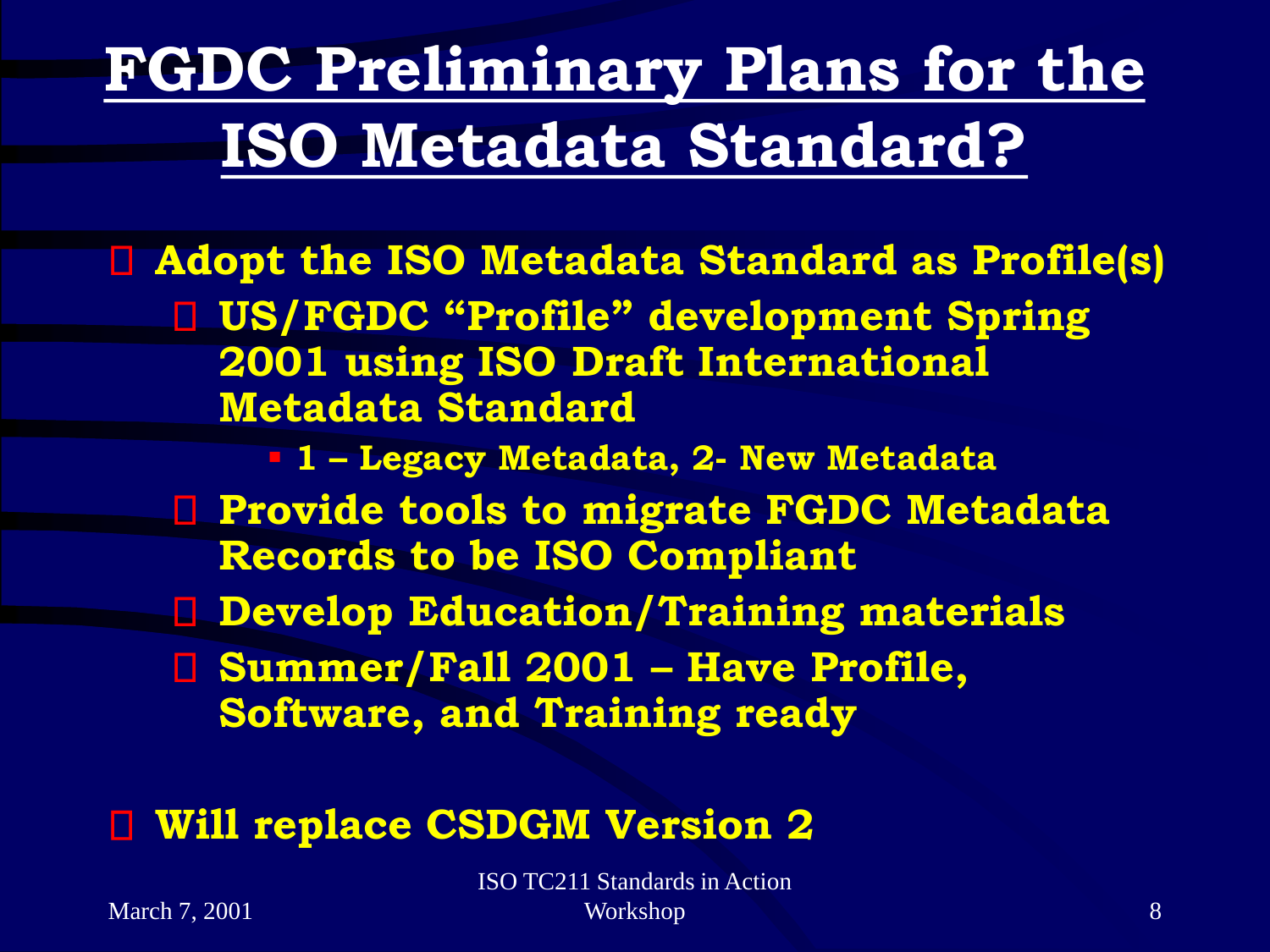# FGDC Preliminary Plans for the ISO Metadata Standard?

- **Adopt the ISO Metadata Standard as Profile(s)**
  - **US/FGDC "Profile" development Spring 2001 using ISO Draft International Metadata Standard**
    - **1 – Legacy Metadata, 2- New Metadata**
  - **Provide tools to migrate FGDC Metadata Records to be ISO Compliant**
  - **Develop Education/Training materials**
  - **Summer/Fall 2001 – Have Profile, Software, and Training ready**

- **Will replace CSDGM Version 2**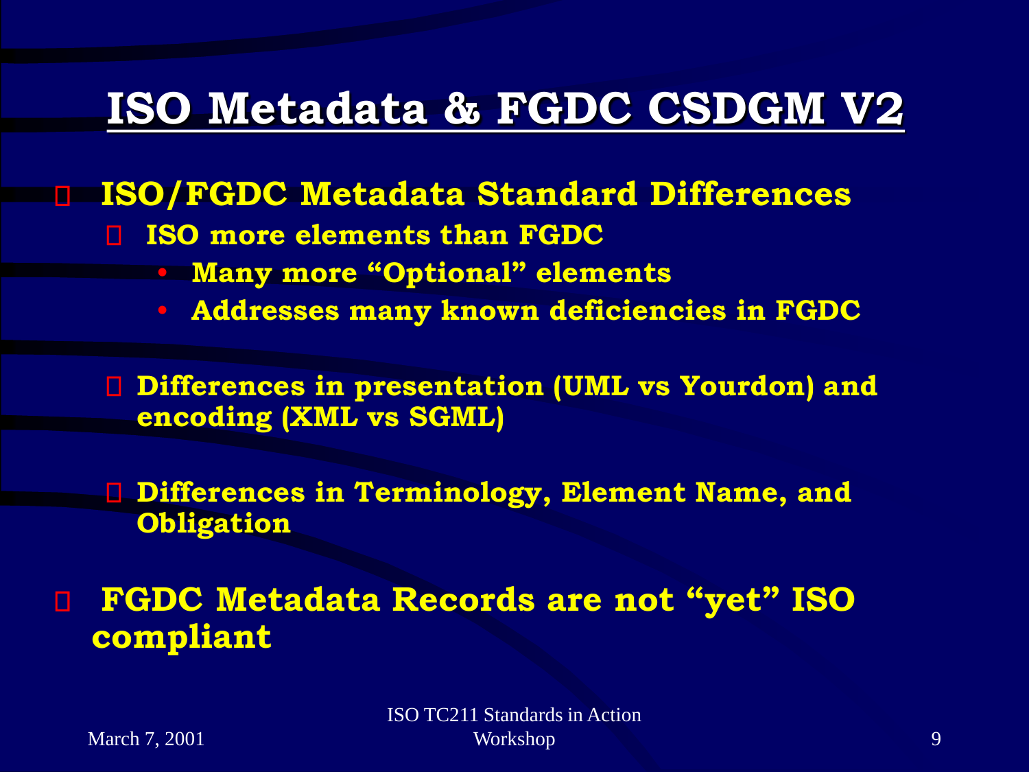# ISO Metadata & FGDC CSDGM V2

- **ISO/FGDC Metadata Standard Differences**
  - **ISO more elements than FGDC**
    - **Many more "Optional" elements**
    - **Addresses many known deficiencies in FGDC**
  - **Differences in presentation (UML vs Yourdon) and encoding (XML vs SGML)**
  - **Differences in Terminology, Element Name, and Obligation**
- **FGDC Metadata Records are not "yet" ISO compliant**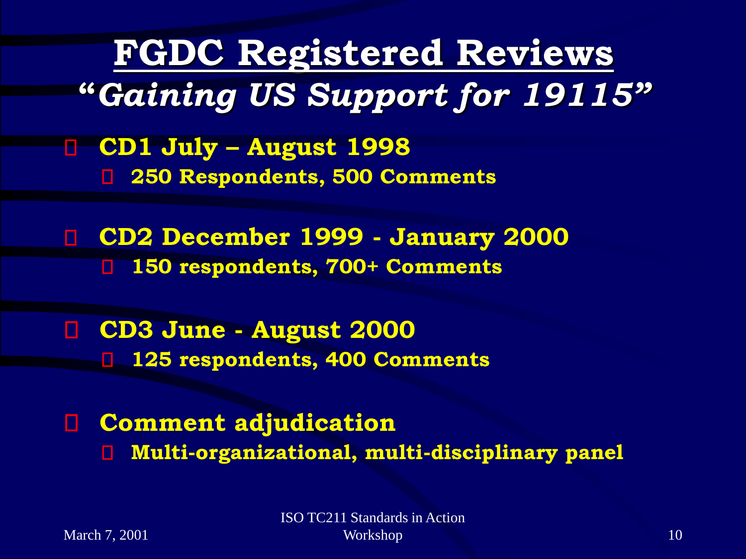# FGDC Registered Reviews

## *"Gaining US Support for 19115"*

- **CD1 July – August 1998**
  - **250 Respondents, 500 Comments**
- **CD2 December 1999 - January 2000**
  - **150 respondents, 700+ Comments**
- **CD3 June - August 2000**
  - **125 respondents, 400 Comments**
- **Comment adjudication**
  - **Multi-organizational, multi-disciplinary panel**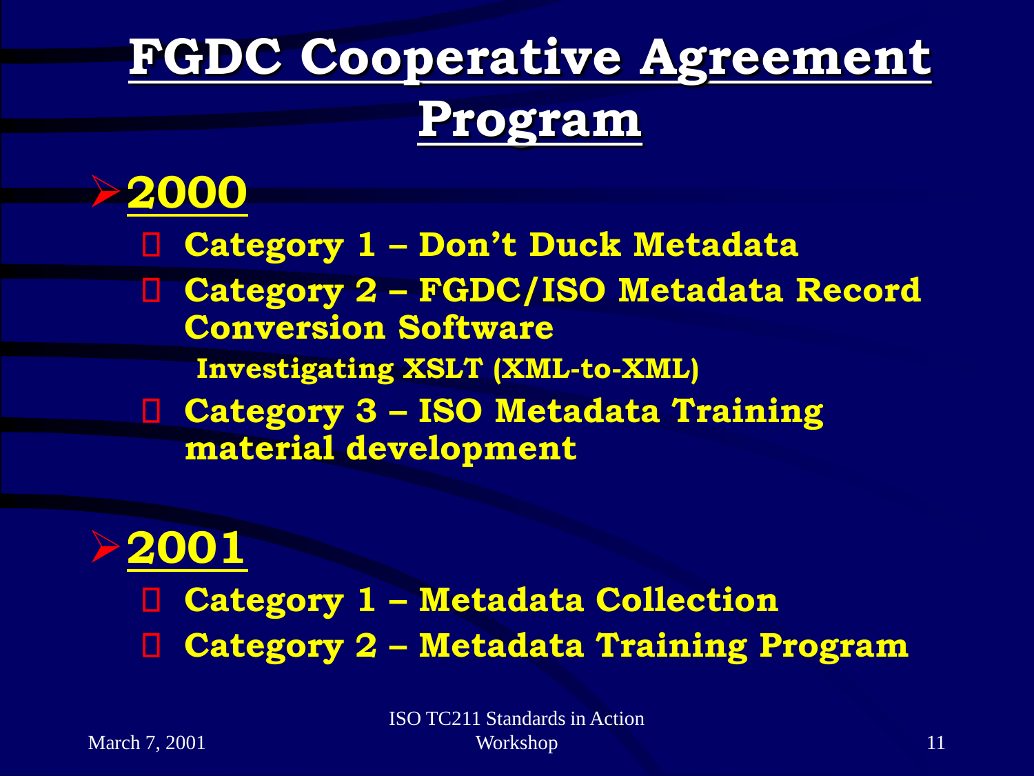# FGDC Cooperative Agreement Program

- **2000**
  - Category 1 – Don't Duck Metadata
  - Category 2 – FGDC/ISO Metadata Record Conversion Software
    Investigating XSLT (XML-to-XML)
  - Category 3 – ISO Metadata Training material development
- **2001**
  - Category 1 – Metadata Collection
  - Category 2 – Metadata Training Program